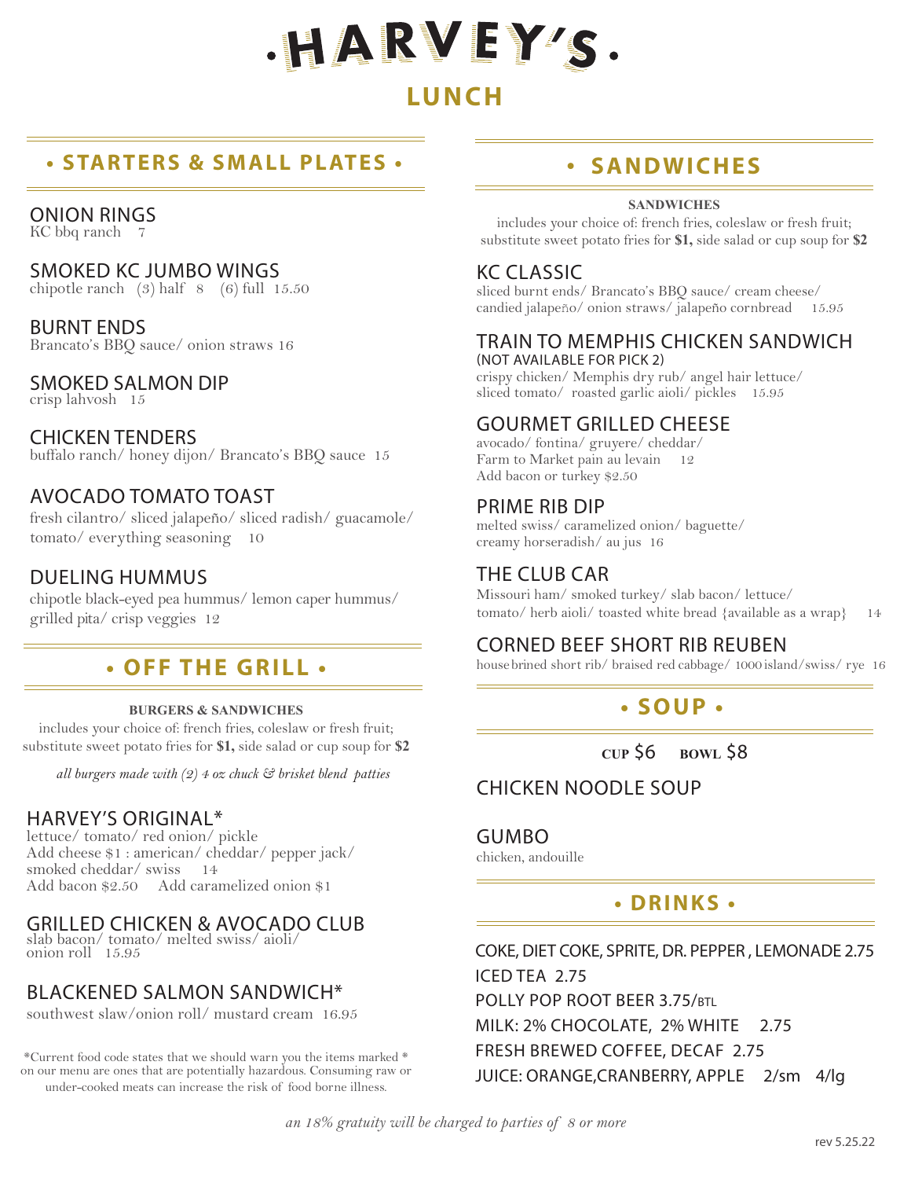# • HARVEY'S •

## LUNCH

## • STARTERS & SMALL PLATES •

### ONION RINGS
KC bbq ranch 7

### SMOKED KC JUMBO WINGS
chipotle ranch (3) half 8 (6) full 15.50

### BURNT ENDS
Brancato's BBQ sauce/ onion straws 16

### SMOKED SALMON DIP
crisp lahvosh 15

### CHICKEN TENDERS
buffalo ranch/ honey dijon/ Brancato's BBQ sauce 15

### AVOCADO TOMATO TOAST
fresh cilantro/ sliced jalapeño/ sliced radish/ guacamole/ tomato/ everything seasoning 10

### DUELING HUMMUS
chipotle black-eyed pea hummus/ lemon caper hummus/ grilled pita/ crisp veggies 12

## • OFF THE GRILL •

**BURGERS & SANDWICHES**

includes your choice of: french fries, coleslaw or fresh fruit; substitute sweet potato fries for **$1,** side salad or cup soup for **$2**

*all burgers made with (2) 4 oz chuck & brisket blend patties*

### HARVEY'S ORIGINAL*
lettuce/ tomato/ red onion/ pickle
Add cheese $1 : american/ cheddar/ pepper jack/ smoked cheddar/ swiss 14
Add bacon $2.50 Add caramelized onion $1

### GRILLED CHICKEN & AVOCADO CLUB
slab bacon/ tomato/ melted swiss/ aioli/ onion roll 15.95

### BLACKENED SALMON SANDWICH*
southwest slaw/onion roll/ mustard cream 16.95

*Current food code states that we should warn you the items marked * on our menu are ones that are potentially hazardous. Consuming raw or under-cooked meats can increase the risk of food borne illness.

## • SANDWICHES

**SANDWICHES**

includes your choice of: french fries, coleslaw or fresh fruit; substitute sweet potato fries for **$1,** side salad or cup soup for **$2**

### KC CLASSIC
sliced burnt ends/ Brancato's BBQ sauce/ cream cheese/ candied jalapeño/ onion straws/ jalapeño cornbread 15.95

### TRAIN TO MEMPHIS CHICKEN SANDWICH
(NOT AVAILABLE FOR PICK 2)
crispy chicken/ Memphis dry rub/ angel hair lettuce/ sliced tomato/ roasted garlic aioli/ pickles 15.95

### GOURMET GRILLED CHEESE
avocado/ fontina/ gruyere/ cheddar/ Farm to Market pain au levain 12
Add bacon or turkey $2.50

### PRIME RIB DIP
melted swiss/ caramelized onion/ baguette/ creamy horseradish/ au jus 16

### THE CLUB CAR
Missouri ham/ smoked turkey/ slab bacon/ lettuce/ tomato/ herb aioli/ toasted white bread {available as a wrap} 14

### CORNED BEEF SHORT RIB REUBEN
house brined short rib/ braised red cabbage/ 1000 island/swiss/ rye 16

## • SOUP •

**CUP** $6 **BOWL** $8

### CHICKEN NOODLE SOUP

### GUMBO
chicken, andouille

## • DRINKS •

COKE, DIET COKE, SPRITE, DR. PEPPER , LEMONADE 2.75
ICED TEA 2.75
POLLY POP ROOT BEER 3.75/BTL
MILK: 2% CHOCOLATE, 2% WHITE 2.75
FRESH BREWED COFFEE, DECAF 2.75
JUICE: ORANGE,CRANBERRY, APPLE 2/sm 4/lg

*an 18% gratuity will be charged to parties of 8 or more*

rev 5.25.22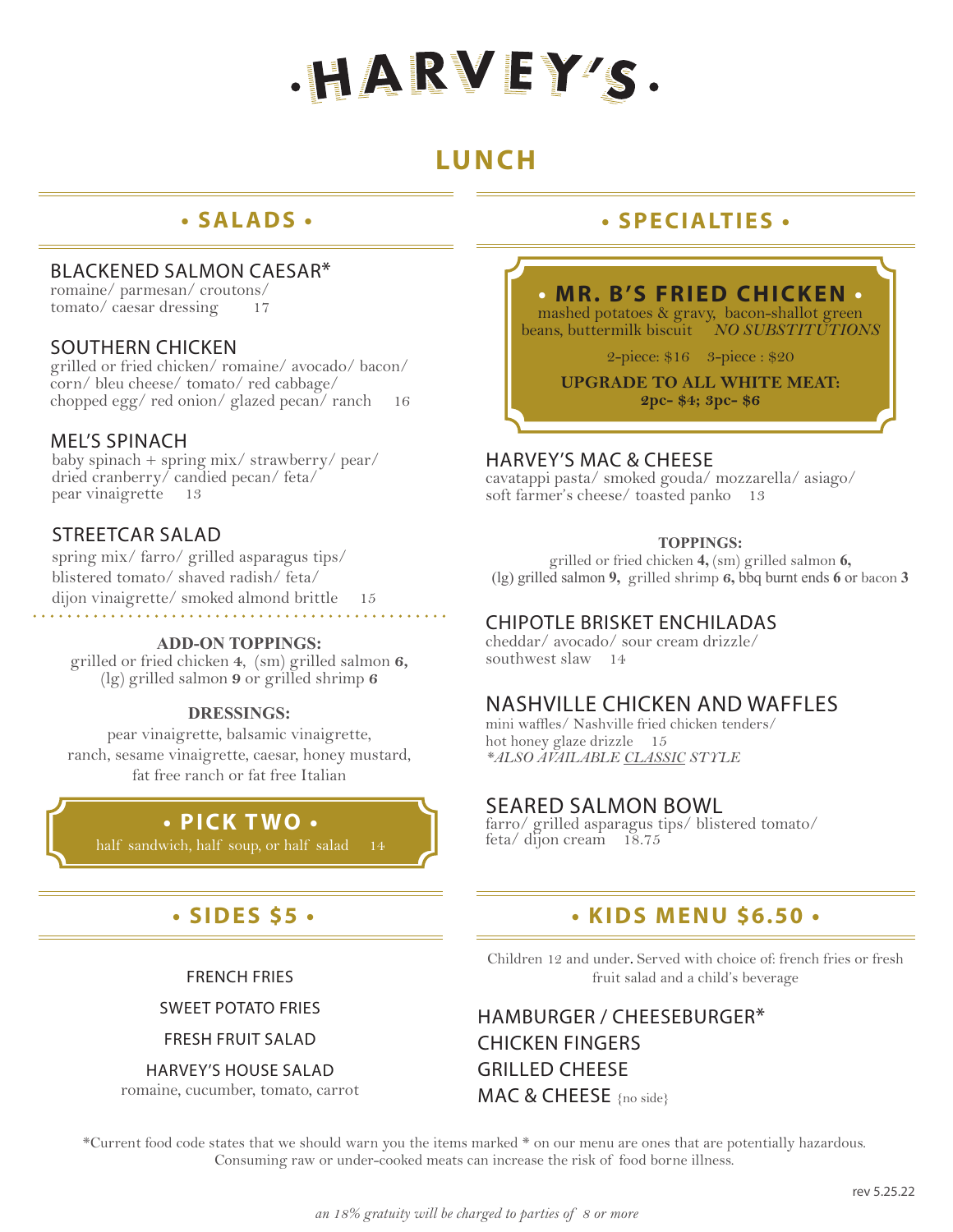# HARVEY'S

## LUNCH

### • SALADS •

**BLACKENED SALMON CAESAR***
romaine/ parmesan/ croutons/ tomato/ caesar dressing 17

**SOUTHERN CHICKEN**
grilled or fried chicken/ romaine/ avocado/ bacon/ corn/ bleu cheese/ tomato/ red cabbage/ chopped egg/ red onion/ glazed pecan/ ranch 16

**MEL'S SPINACH**
baby spinach + spring mix/ strawberry/ pear/ dried cranberry/ candied pecan/ feta/ pear vinaigrette 13

**STREETCAR SALAD**
spring mix/ farro/ grilled asparagus tips/ blistered tomato/ shaved radish/ feta/ dijon vinaigrette/ smoked almond brittle 15

**ADD-ON TOPPINGS:**
grilled or fried chicken **4**, (sm) grilled salmon **6,** (lg) grilled salmon **9** or grilled shrimp **6**

**DRESSINGS:**
pear vinaigrette, balsamic vinaigrette, ranch, sesame vinaigrette, caesar, honey mustard, fat free ranch or fat free Italian

**• PICK TWO •**
half sandwich, half soup, or half salad 14

### • SPECIALTIES •

**• MR. B'S FRIED CHICKEN •**
mashed potatoes & gravy, bacon-shallot green beans, buttermilk biscuit *NO SUBSTITUTIONS*

2-piece: $16 3-piece : $20

**UPGRADE TO ALL WHITE MEAT: 2pc- $4; 3pc- $6**

**HARVEY'S MAC & CHEESE**
cavatappi pasta/ smoked gouda/ mozzarella/ asiago/ soft farmer's cheese/ toasted panko 13

**TOPPINGS:**
grilled or fried chicken **4,** (sm) grilled salmon **6,** (lg) grilled salmon **9,** grilled shrimp **6,** bbq burnt ends **6** or bacon **3**

**CHIPOTLE BRISKET ENCHILADAS**
cheddar/ avocado/ sour cream drizzle/ southwest slaw 14

**NASHVILLE CHICKEN AND WAFFLES**
mini waffles/ Nashville fried chicken tenders/ hot honey glaze drizzle 15
**ALSO AVAILABLE CLASSIC STYLE*

**SEARED SALMON BOWL**
farro/ grilled asparagus tips/ blistered tomato/ feta/ dijon cream 18.75

### • SIDES $5 •

FRENCH FRIES

SWEET POTATO FRIES

FRESH FRUIT SALAD

HARVEY'S HOUSE SALAD
romaine, cucumber, tomato, carrot

### • KIDS MENU $6.50 •

Children 12 and under. Served with choice of: french fries or fresh fruit salad and a child's beverage

HAMBURGER / CHEESEBURGER*
CHICKEN FINGERS
GRILLED CHEESE
MAC & CHEESE {no side}

*Current food code states that we should warn you the items marked * on our menu are ones that are potentially hazardous. Consuming raw or under-cooked meats can increase the risk of food borne illness.

rev 5.25.22

*an 18% gratuity will be charged to parties of 8 or more*